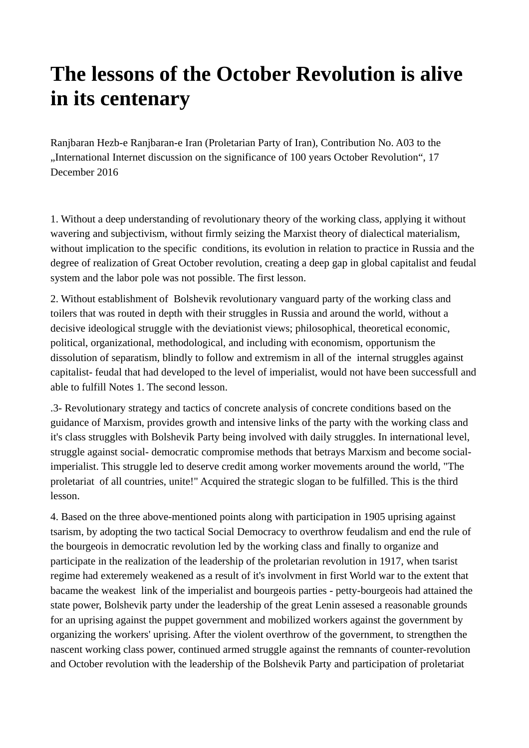# The lessons of the October Revolution is alive in its centenary

Ranjbaran Hezb-e Ranjbaran-e Iran (Proletarian Party of Iran), Contribution No. A03 to the „International Internet discussion on the significance of 100 years October Revolution“, 17 December 2016

1. Without a deep understanding of revolutionary theory of the working class, applying it without wavering and subjectivism, without firmly seizing the Marxist theory of dialectical materialism, without implication to the specific conditions, its evolution in relation to practice in Russia and the degree of realization of Great October revolution, creating a deep gap in global capitalist and feudal system and the labor pole was not possible. The first lesson.

2. Without establishment of Bolshevik revolutionary vanguard party of the working class and toilers that was routed in depth with their struggles in Russia and around the world, without a decisive ideological struggle with the deviationist views; philosophical, theoretical economic, political, organizational, methodological, and including with economism, opportunism the dissolution of separatism, blindly to follow and extremism in all of the internal struggles against capitalist- feudal that had developed to the level of imperialist, would not have been successfull and able to fulfill Notes 1. The second lesson.

.3- Revolutionary strategy and tactics of concrete analysis of concrete conditions based on the guidance of Marxism, provides growth and intensive links of the party with the working class and it's class struggles with Bolshevik Party being involved with daily struggles. In international level, struggle against social- democratic compromise methods that betrays Marxism and become social-imperialist. This struggle led to deserve credit among worker movements around the world, "The proletariat of all countries, unite!" Acquired the strategic slogan to be fulfilled. This is the third lesson.

4. Based on the three above-mentioned points along with participation in 1905 uprising against tsarism, by adopting the two tactical Social Democracy to overthrow feudalism and end the rule of the bourgeois in democratic revolution led by the working class and finally to organize and participate in the realization of the leadership of the proletarian revolution in 1917, when tsarist regime had exteremely weakened as a result of it's involvment in first World war to the extent that bacame the weakest link of the imperialist and bourgeois parties - petty-bourgeois had attained the state power, Bolshevik party under the leadership of the great Lenin assesed a reasonable grounds for an uprising against the puppet government and mobilized workers against the government by organizing the workers' uprising. After the violent overthrow of the government, to strengthen the nascent working class power, continued armed struggle against the remnants of counter-revolution and October revolution with the leadership of the Bolshevik Party and participation of proletariat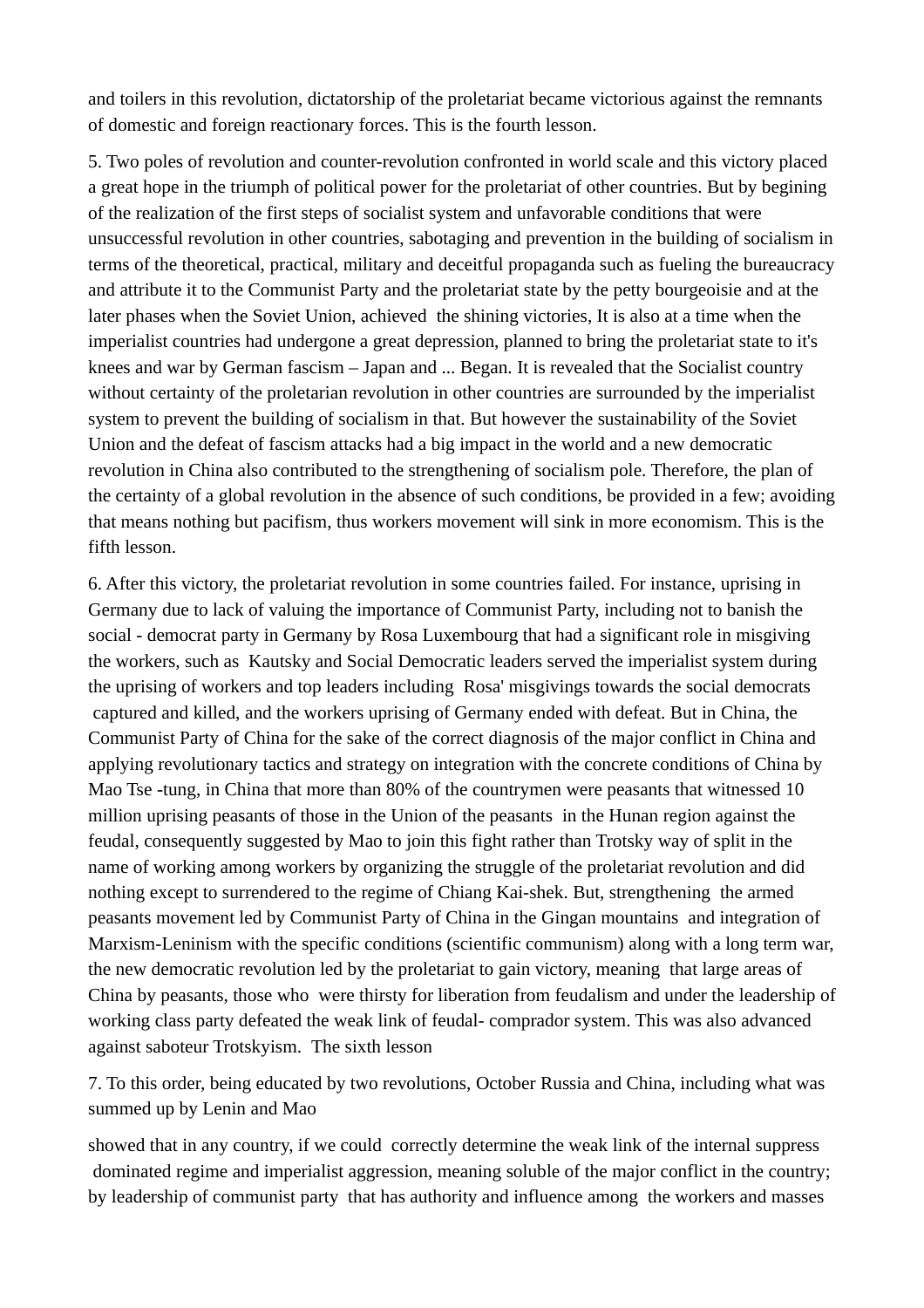and toilers in this revolution, dictatorship of the proletariat became victorious against the remnants of domestic and foreign reactionary forces. This is the fourth lesson.

5. Two poles of revolution and counter-revolution confronted in world scale and this victory placed a great hope in the triumph of political power for the proletariat of other countries. But by begining of the realization of the first steps of socialist system and unfavorable conditions that were unsuccessful revolution in other countries, sabotaging and prevention in the building of socialism in terms of the theoretical, practical, military and deceitful propaganda such as fueling the bureaucracy and attribute it to the Communist Party and the proletariat state by the petty bourgeoisie and at the later phases when the Soviet Union, achieved the shining victories, It is also at a time when the imperialist countries had undergone a great depression, planned to bring the proletariat state to it's knees and war by German fascism – Japan and ... Began. It is revealed that the Socialist country without certainty of the proletarian revolution in other countries are surrounded by the imperialist system to prevent the building of socialism in that. But however the sustainability of the Soviet Union and the defeat of fascism attacks had a big impact in the world and a new democratic revolution in China also contributed to the strengthening of socialism pole. Therefore, the plan of the certainty of a global revolution in the absence of such conditions, be provided in a few; avoiding that means nothing but pacifism, thus workers movement will sink in more economism. This is the fifth lesson.

6. After this victory, the proletariat revolution in some countries failed. For instance, uprising in Germany due to lack of valuing the importance of Communist Party, including not to banish the social - democrat party in Germany by Rosa Luxembourg that had a significant role in misgiving the workers, such as Kautsky and Social Democratic leaders served the imperialist system during the uprising of workers and top leaders including Rosa' misgivings towards the social democrats captured and killed, and the workers uprising of Germany ended with defeat. But in China, the Communist Party of China for the sake of the correct diagnosis of the major conflict in China and applying revolutionary tactics and strategy on integration with the concrete conditions of China by Mao Tse -tung, in China that more than 80% of the countrymen were peasants that witnessed 10 million uprising peasants of those in the Union of the peasants in the Hunan region against the feudal, consequently suggested by Mao to join this fight rather than Trotsky way of split in the name of working among workers by organizing the struggle of the proletariat revolution and did nothing except to surrendered to the regime of Chiang Kai-shek. But, strengthening the armed peasants movement led by Communist Party of China in the Gingan mountains and integration of Marxism-Leninism with the specific conditions (scientific communism) along with a long term war, the new democratic revolution led by the proletariat to gain victory, meaning that large areas of China by peasants, those who were thirsty for liberation from feudalism and under the leadership of working class party defeated the weak link of feudal- comprador system. This was also advanced against saboteur Trotskyism. The sixth lesson

7. To this order, being educated by two revolutions, October Russia and China, including what was summed up by Lenin and Mao

showed that in any country, if we could correctly determine the weak link of the internal suppress dominated regime and imperialist aggression, meaning soluble of the major conflict in the country; by leadership of communist party that has authority and influence among the workers and masses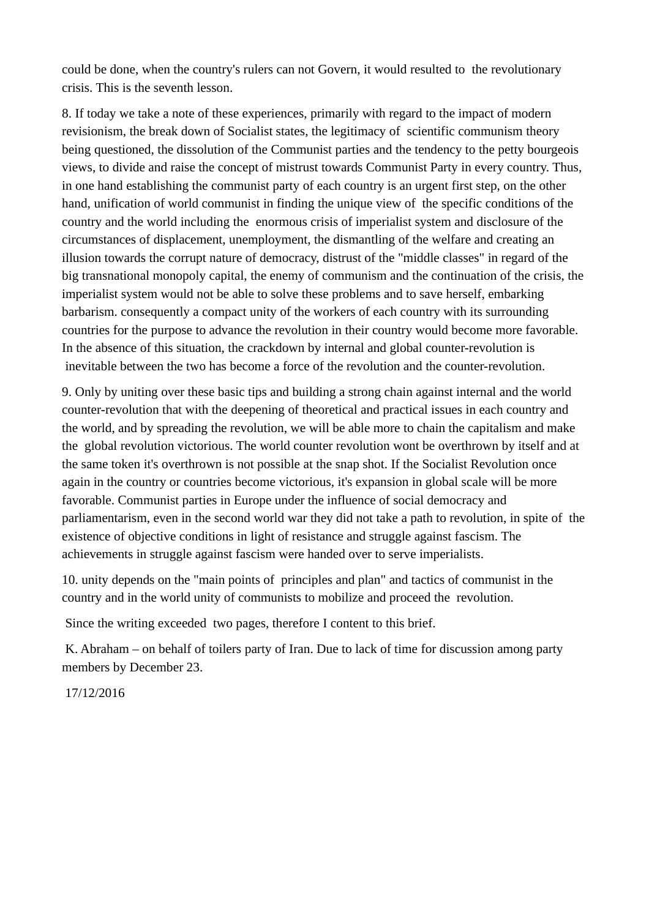could be done, when the country's rulers can not Govern, it would resulted to the revolutionary crisis. This is the seventh lesson.

8. If today we take a note of these experiences, primarily with regard to the impact of modern revisionism, the break down of Socialist states, the legitimacy of scientific communism theory being questioned, the dissolution of the Communist parties and the tendency to the petty bourgeois views, to divide and raise the concept of mistrust towards Communist Party in every country. Thus, in one hand establishing the communist party of each country is an urgent first step, on the other hand, unification of world communist in finding the unique view of the specific conditions of the country and the world including the enormous crisis of imperialist system and disclosure of the circumstances of displacement, unemployment, the dismantling of the welfare and creating an illusion towards the corrupt nature of democracy, distrust of the "middle classes" in regard of the big transnational monopoly capital, the enemy of communism and the continuation of the crisis, the imperialist system would not be able to solve these problems and to save herself, embarking barbarism. consequently a compact unity of the workers of each country with its surrounding countries for the purpose to advance the revolution in their country would become more favorable. In the absence of this situation, the crackdown by internal and global counter-revolution is inevitable between the two has become a force of the revolution and the counter-revolution.

9. Only by uniting over these basic tips and building a strong chain against internal and the world counter-revolution that with the deepening of theoretical and practical issues in each country and the world, and by spreading the revolution, we will be able more to chain the capitalism and make the global revolution victorious. The world counter revolution wont be overthrown by itself and at the same token it's overthrown is not possible at the snap shot. If the Socialist Revolution once again in the country or countries become victorious, it's expansion in global scale will be more favorable. Communist parties in Europe under the influence of social democracy and parliamentarism, even in the second world war they did not take a path to revolution, in spite of the existence of objective conditions in light of resistance and struggle against fascism. The achievements in struggle against fascism were handed over to serve imperialists.

10. unity depends on the "main points of principles and plan" and tactics of communist in the country and in the world unity of communists to mobilize and proceed the revolution.

Since the writing exceeded two pages, therefore I content to this brief.

K. Abraham – on behalf of toilers party of Iran. Due to lack of time for discussion among party members by December 23.

17/12/2016